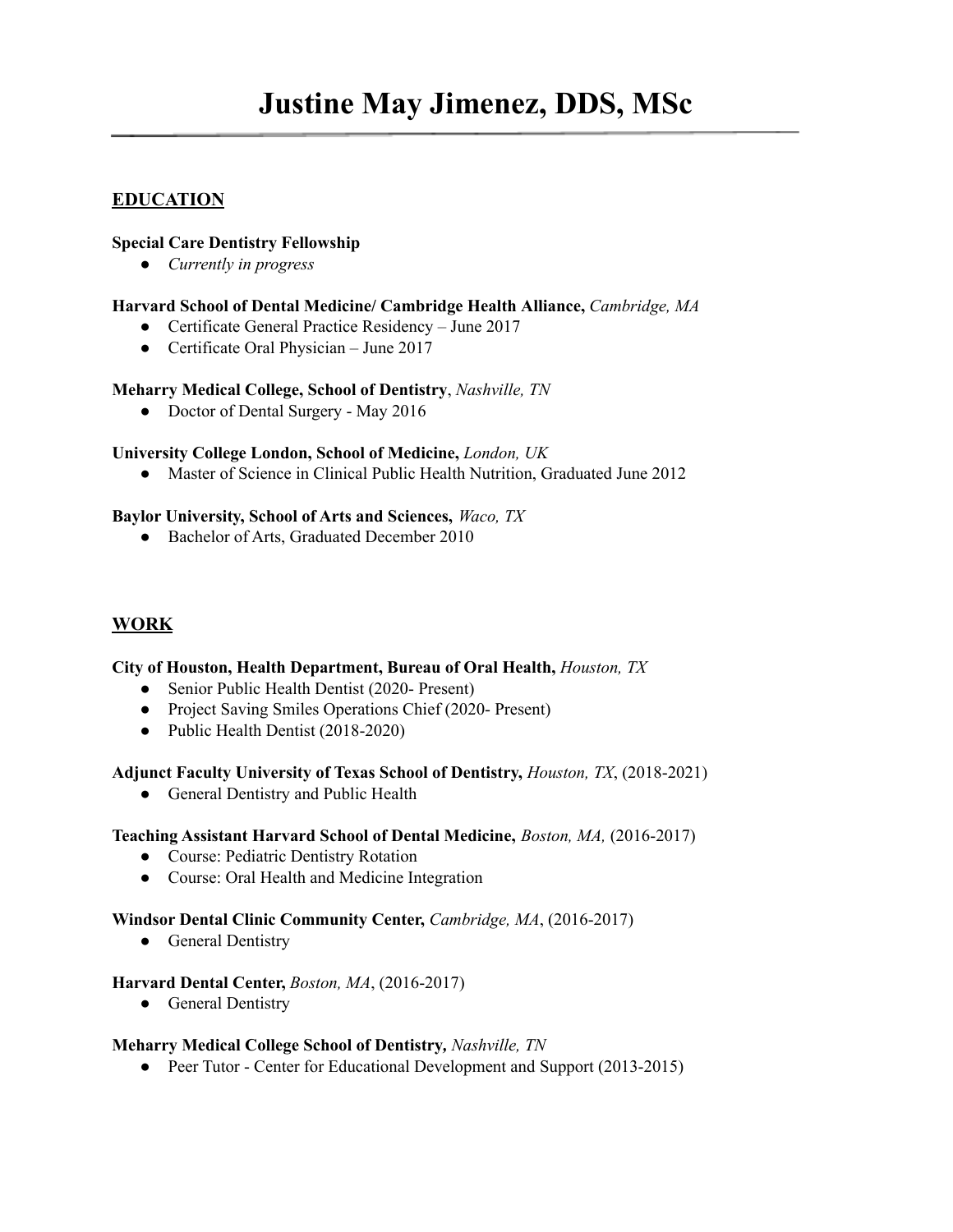# Justine May Jimenez, DDS, MSc

## EDUCATION

**Special Care Dentistry Fellowship**

- *Currently in progress*

**Harvard School of Dental Medicine/ Cambridge Health Alliance,** *Cambridge, MA*

- Certificate General Practice Residency – June 2017
- Certificate Oral Physician – June 2017

**Meharry Medical College, School of Dentistry**, *Nashville, TN*

- Doctor of Dental Surgery - May 2016

**University College London, School of Medicine,** *London, UK*

- Master of Science in Clinical Public Health Nutrition, Graduated June 2012

**Baylor University, School of Arts and Sciences,** *Waco, TX*

- Bachelor of Arts, Graduated December 2010

## WORK

**City of Houston, Health Department, Bureau of Oral Health,** *Houston, TX*

- Senior Public Health Dentist (2020- Present)
- Project Saving Smiles Operations Chief (2020- Present)
- Public Health Dentist (2018-2020)

**Adjunct Faculty University of Texas School of Dentistry,** *Houston, TX*, (2018-2021)

- General Dentistry and Public Health

**Teaching Assistant Harvard School of Dental Medicine,** *Boston, MA,* (2016-2017)

- Course: Pediatric Dentistry Rotation
- Course: Oral Health and Medicine Integration

**Windsor Dental Clinic Community Center,** *Cambridge, MA*, (2016-2017)

- General Dentistry

**Harvard Dental Center,** *Boston, MA*, (2016-2017)

- General Dentistry

**Meharry Medical College School of Dentistry,** *Nashville, TN*

- Peer Tutor - Center for Educational Development and Support (2013-2015)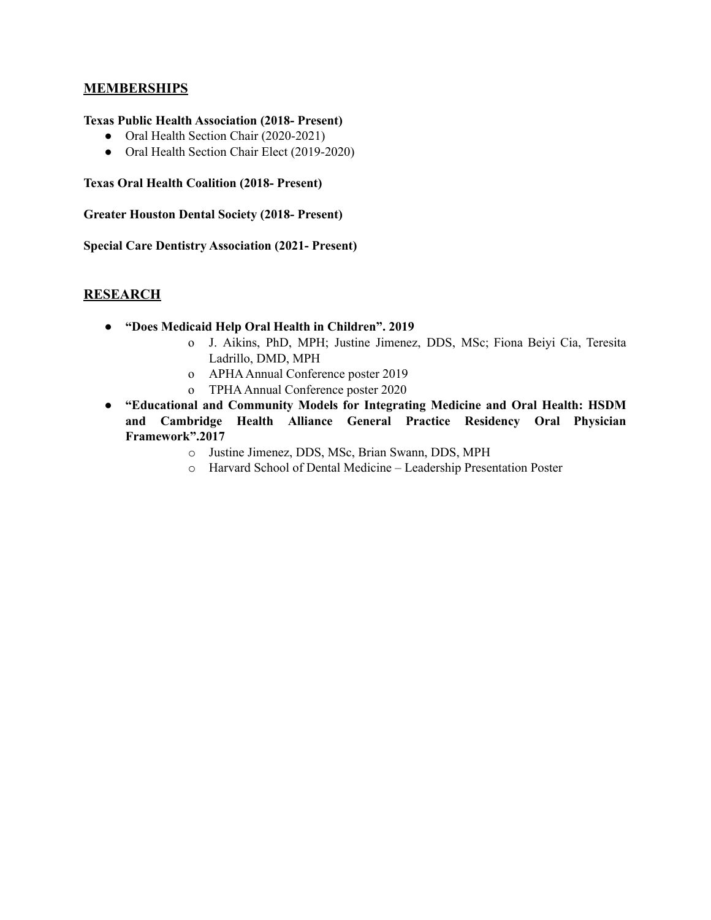## MEMBERSHIPS

**Texas Public Health Association (2018- Present)**

- Oral Health Section Chair (2020-2021)
- Oral Health Section Chair Elect (2019-2020)

**Texas Oral Health Coalition (2018- Present)**

**Greater Houston Dental Society (2018- Present)**

**Special Care Dentistry Association (2021- Present)**

## RESEARCH

- **"Does Medicaid Help Oral Health in Children". 2019**
  - J. Aikins, PhD, MPH; Justine Jimenez, DDS, MSc; Fiona Beiyi Cia, Teresita Ladrillo, DMD, MPH
  - APHA Annual Conference poster 2019
  - TPHA Annual Conference poster 2020
- **"Educational and Community Models for Integrating Medicine and Oral Health: HSDM and Cambridge Health Alliance General Practice Residency Oral Physician Framework".2017**
  - Justine Jimenez, DDS, MSc, Brian Swann, DDS, MPH
  - Harvard School of Dental Medicine – Leadership Presentation Poster